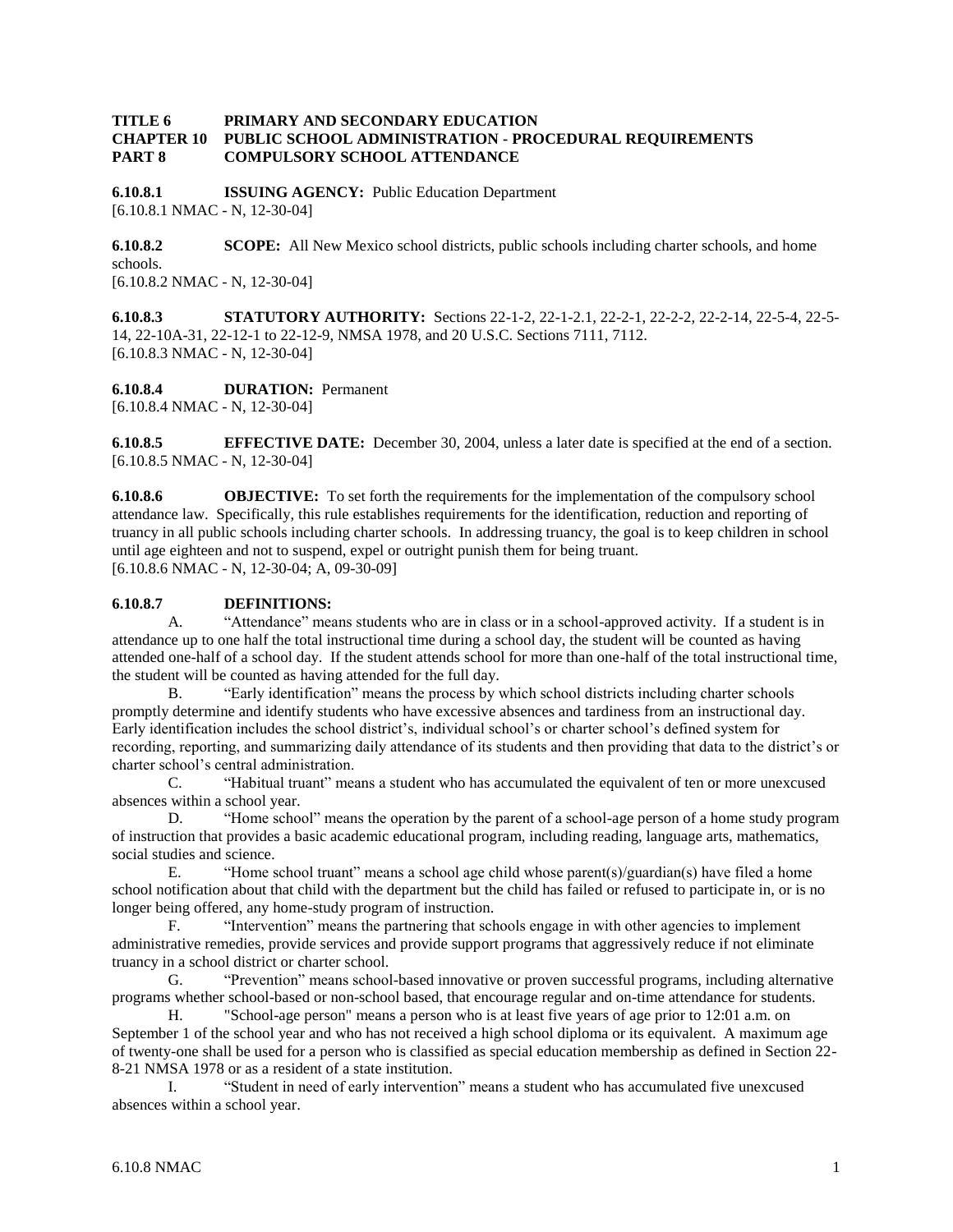**TITLE 6 PRIMARY AND SECONDARY EDUCATION**
**CHAPTER 10 PUBLIC SCHOOL ADMINISTRATION - PROCEDURAL REQUIREMENTS**
**PART 8 COMPULSORY SCHOOL ATTENDANCE**

**6.10.8.1 ISSUING AGENCY:** Public Education Department
[6.10.8.1 NMAC - N, 12-30-04]

**6.10.8.2 SCOPE:** All New Mexico school districts, public schools including charter schools, and home schools.
[6.10.8.2 NMAC - N, 12-30-04]

**6.10.8.3 STATUTORY AUTHORITY:** Sections 22-1-2, 22-1-2.1, 22-2-1, 22-2-2, 22-2-14, 22-5-4, 22-5-14, 22-10A-31, 22-12-1 to 22-12-9, NMSA 1978, and 20 U.S.C. Sections 7111, 7112.
[6.10.8.3 NMAC - N, 12-30-04]

**6.10.8.4 DURATION:** Permanent
[6.10.8.4 NMAC - N, 12-30-04]

**6.10.8.5 EFFECTIVE DATE:** December 30, 2004, unless a later date is specified at the end of a section.
[6.10.8.5 NMAC - N, 12-30-04]

**6.10.8.6 OBJECTIVE:** To set forth the requirements for the implementation of the compulsory school attendance law. Specifically, this rule establishes requirements for the identification, reduction and reporting of truancy in all public schools including charter schools. In addressing truancy, the goal is to keep children in school until age eighteen and not to suspend, expel or outright punish them for being truant.
[6.10.8.6 NMAC - N, 12-30-04; A, 09-30-09]

**6.10.8.7 DEFINITIONS:**

A. "Attendance" means students who are in class or in a school-approved activity. If a student is in attendance up to one half the total instructional time during a school day, the student will be counted as having attended one-half of a school day. If the student attends school for more than one-half of the total instructional time, the student will be counted as having attended for the full day.

B. "Early identification" means the process by which school districts including charter schools promptly determine and identify students who have excessive absences and tardiness from an instructional day. Early identification includes the school district's, individual school's or charter school's defined system for recording, reporting, and summarizing daily attendance of its students and then providing that data to the district's or charter school's central administration.

C. "Habitual truant" means a student who has accumulated the equivalent of ten or more unexcused absences within a school year.

D. "Home school" means the operation by the parent of a school-age person of a home study program of instruction that provides a basic academic educational program, including reading, language arts, mathematics, social studies and science.

E. "Home school truant" means a school age child whose parent(s)/guardian(s) have filed a home school notification about that child with the department but the child has failed or refused to participate in, or is no longer being offered, any home-study program of instruction.

F. "Intervention" means the partnering that schools engage in with other agencies to implement administrative remedies, provide services and provide support programs that aggressively reduce if not eliminate truancy in a school district or charter school.

G. "Prevention" means school-based innovative or proven successful programs, including alternative programs whether school-based or non-school based, that encourage regular and on-time attendance for students.

H. "School-age person" means a person who is at least five years of age prior to 12:01 a.m. on September 1 of the school year and who has not received a high school diploma or its equivalent. A maximum age of twenty-one shall be used for a person who is classified as special education membership as defined in Section 22-8-21 NMSA 1978 or as a resident of a state institution.

I. "Student in need of early intervention" means a student who has accumulated five unexcused absences within a school year.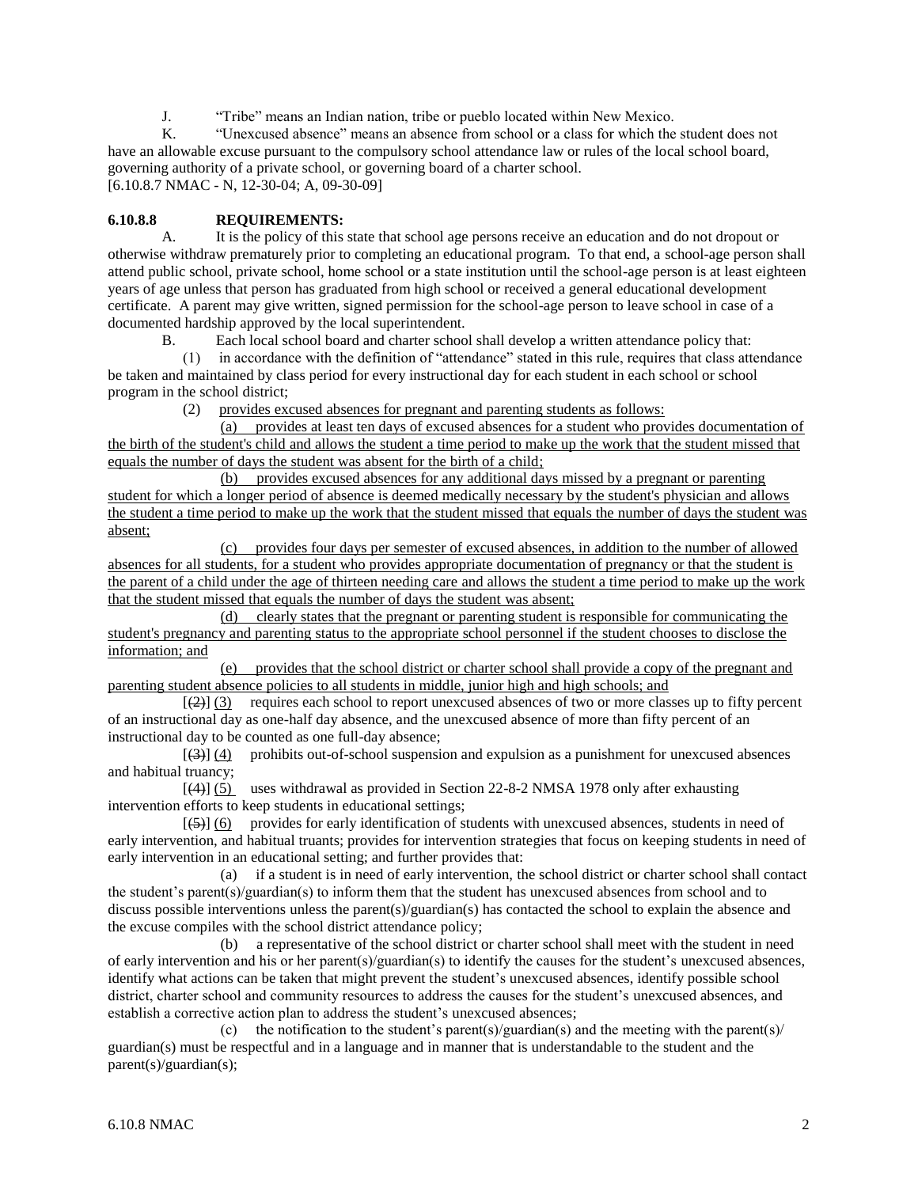J. "Tribe" means an Indian nation, tribe or pueblo located within New Mexico.

K. "Unexcused absence" means an absence from school or a class for which the student does not have an allowable excuse pursuant to the compulsory school attendance law or rules of the local school board, governing authority of a private school, or governing board of a charter school.
[6.10.8.7 NMAC - N, 12-30-04; A, 09-30-09]

**6.10.8.8 REQUIREMENTS:**

A. It is the policy of this state that school age persons receive an education and do not dropout or otherwise withdraw prematurely prior to completing an educational program. To that end, a school-age person shall attend public school, private school, home school or a state institution until the school-age person is at least eighteen years of age unless that person has graduated from high school or received a general educational development certificate. A parent may give written, signed permission for the school-age person to leave school in case of a documented hardship approved by the local superintendent.

B. Each local school board and charter school shall develop a written attendance policy that:

(1) in accordance with the definition of "attendance" stated in this rule, requires that class attendance be taken and maintained by class period for every instructional day for each student in each school or school program in the school district;

(2) provides excused absences for pregnant and parenting students as follows:

(a) provides at least ten days of excused absences for a student who provides documentation of the birth of the student's child and allows the student a time period to make up the work that the student missed that equals the number of days the student was absent for the birth of a child;

(b) provides excused absences for any additional days missed by a pregnant or parenting student for which a longer period of absence is deemed medically necessary by the student's physician and allows the student a time period to make up the work that the student missed that equals the number of days the student was absent;

(c) provides four days per semester of excused absences, in addition to the number of allowed absences for all students, for a student who provides appropriate documentation of pregnancy or that the student is the parent of a child under the age of thirteen needing care and allows the student a time period to make up the work that the student missed that equals the number of days the student was absent;

(d) clearly states that the pregnant or parenting student is responsible for communicating the student's pregnancy and parenting status to the appropriate school personnel if the student chooses to disclose the information; and

(e) provides that the school district or charter school shall provide a copy of the pregnant and parenting student absence policies to all students in middle, junior high and high schools; and

[~~(2)~~] (3) requires each school to report unexcused absences of two or more classes up to fifty percent of an instructional day as one-half day absence, and the unexcused absence of more than fifty percent of an instructional day to be counted as one full-day absence;

[~~(3)~~] (4) prohibits out-of-school suspension and expulsion as a punishment for unexcused absences and habitual truancy;

[~~(4)~~] (5) uses withdrawal as provided in Section 22-8-2 NMSA 1978 only after exhausting intervention efforts to keep students in educational settings;

[~~(5)~~] (6) provides for early identification of students with unexcused absences, students in need of early intervention, and habitual truants; provides for intervention strategies that focus on keeping students in need of early intervention in an educational setting; and further provides that:

(a) if a student is in need of early intervention, the school district or charter school shall contact the student's parent(s)/guardian(s) to inform them that the student has unexcused absences from school and to discuss possible interventions unless the parent(s)/guardian(s) has contacted the school to explain the absence and the excuse compiles with the school district attendance policy;

(b) a representative of the school district or charter school shall meet with the student in need of early intervention and his or her parent(s)/guardian(s) to identify the causes for the student's unexcused absences, identify what actions can be taken that might prevent the student's unexcused absences, identify possible school district, charter school and community resources to address the causes for the student's unexcused absences, and establish a corrective action plan to address the student's unexcused absences;

(c) the notification to the student's parent(s)/guardian(s) and the meeting with the parent(s)/ guardian(s) must be respectful and in a language and in manner that is understandable to the student and the parent(s)/guardian(s);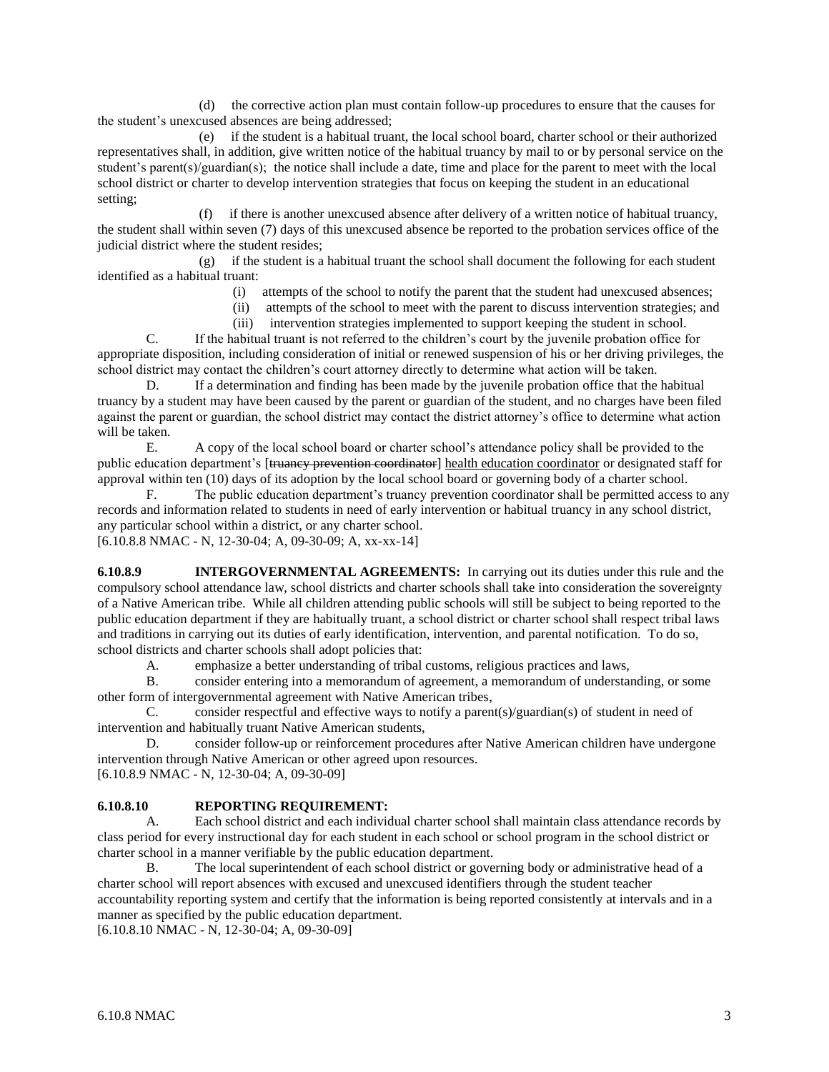(d) the corrective action plan must contain follow-up procedures to ensure that the causes for the student's unexcused absences are being addressed;

(e) if the student is a habitual truant, the local school board, charter school or their authorized representatives shall, in addition, give written notice of the habitual truancy by mail to or by personal service on the student's parent(s)/guardian(s); the notice shall include a date, time and place for the parent to meet with the local school district or charter to develop intervention strategies that focus on keeping the student in an educational setting;

(f) if there is another unexcused absence after delivery of a written notice of habitual truancy, the student shall within seven (7) days of this unexcused absence be reported to the probation services office of the judicial district where the student resides;

(g) if the student is a habitual truant the school shall document the following for each student identified as a habitual truant:

(i) attempts of the school to notify the parent that the student had unexcused absences;

(ii) attempts of the school to meet with the parent to discuss intervention strategies; and

(iii) intervention strategies implemented to support keeping the student in school.

C. If the habitual truant is not referred to the children's court by the juvenile probation office for appropriate disposition, including consideration of initial or renewed suspension of his or her driving privileges, the school district may contact the children's court attorney directly to determine what action will be taken.

D. If a determination and finding has been made by the juvenile probation office that the habitual truancy by a student may have been caused by the parent or guardian of the student, and no charges have been filed against the parent or guardian, the school district may contact the district attorney's office to determine what action will be taken.

E. A copy of the local school board or charter school's attendance policy shall be provided to the public education department's [~~truancy prevention coordinator~~] <u>health education coordinator</u> or designated staff for approval within ten (10) days of its adoption by the local school board or governing body of a charter school.

F. The public education department's truancy prevention coordinator shall be permitted access to any records and information related to students in need of early intervention or habitual truancy in any school district, any particular school within a district, or any charter school.

[6.10.8.8 NMAC - N, 12-30-04; A, 09-30-09; A, xx-xx-14]

**6.10.8.9 INTERGOVERNMENTAL AGREEMENTS:** In carrying out its duties under this rule and the compulsory school attendance law, school districts and charter schools shall take into consideration the sovereignty of a Native American tribe. While all children attending public schools will still be subject to being reported to the public education department if they are habitually truant, a school district or charter school shall respect tribal laws and traditions in carrying out its duties of early identification, intervention, and parental notification. To do so, school districts and charter schools shall adopt policies that:

A. emphasize a better understanding of tribal customs, religious practices and laws,

B. consider entering into a memorandum of agreement, a memorandum of understanding, or some other form of intergovernmental agreement with Native American tribes,

C. consider respectful and effective ways to notify a parent(s)/guardian(s) of student in need of intervention and habitually truant Native American students,

D. consider follow-up or reinforcement procedures after Native American children have undergone intervention through Native American or other agreed upon resources.

[6.10.8.9 NMAC - N, 12-30-04; A, 09-30-09]

**6.10.8.10 REPORTING REQUIREMENT:**

A. Each school district and each individual charter school shall maintain class attendance records by class period for every instructional day for each student in each school or school program in the school district or charter school in a manner verifiable by the public education department.

B. The local superintendent of each school district or governing body or administrative head of a charter school will report absences with excused and unexcused identifiers through the student teacher accountability reporting system and certify that the information is being reported consistently at intervals and in a manner as specified by the public education department.

[6.10.8.10 NMAC - N, 12-30-04; A, 09-30-09]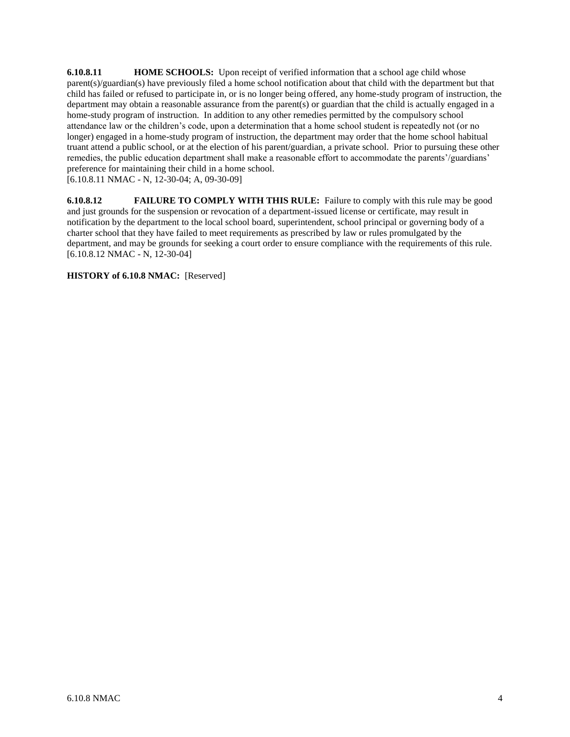**6.10.8.11 HOME SCHOOLS:** Upon receipt of verified information that a school age child whose parent(s)/guardian(s) have previously filed a home school notification about that child with the department but that child has failed or refused to participate in, or is no longer being offered, any home-study program of instruction, the department may obtain a reasonable assurance from the parent(s) or guardian that the child is actually engaged in a home-study program of instruction. In addition to any other remedies permitted by the compulsory school attendance law or the children's code, upon a determination that a home school student is repeatedly not (or no longer) engaged in a home-study program of instruction, the department may order that the home school habitual truant attend a public school, or at the election of his parent/guardian, a private school. Prior to pursuing these other remedies, the public education department shall make a reasonable effort to accommodate the parents'/guardians' preference for maintaining their child in a home school.
[6.10.8.11 NMAC - N, 12-30-04; A, 09-30-09]

**6.10.8.12 FAILURE TO COMPLY WITH THIS RULE:** Failure to comply with this rule may be good and just grounds for the suspension or revocation of a department-issued license or certificate, may result in notification by the department to the local school board, superintendent, school principal or governing body of a charter school that they have failed to meet requirements as prescribed by law or rules promulgated by the department, and may be grounds for seeking a court order to ensure compliance with the requirements of this rule.
[6.10.8.12 NMAC - N, 12-30-04]

**HISTORY of 6.10.8 NMAC:** [Reserved]